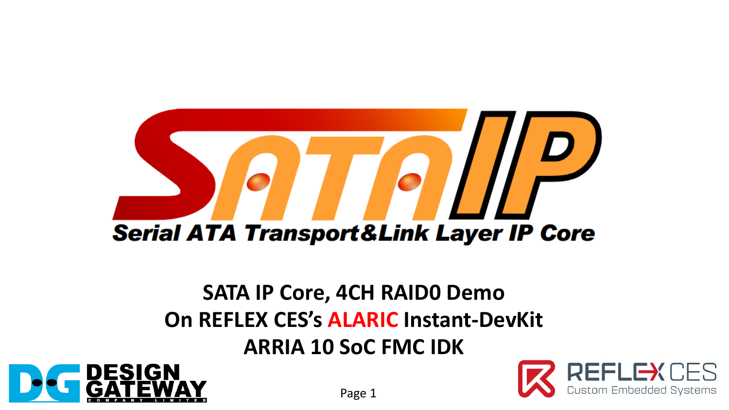# SATA IP

**Serial ATA Transport&Link Layer IP Core**

## SATA IP Core, 4CH RAID0 Demo
## On REFLEX CES's ALARIC Instant-DevKit
## ARRIA 10 SoC FMC IDK

DESIGN GATEWAY
COMPANY LIMITED

REFLEX CES
Custom Embedded Systems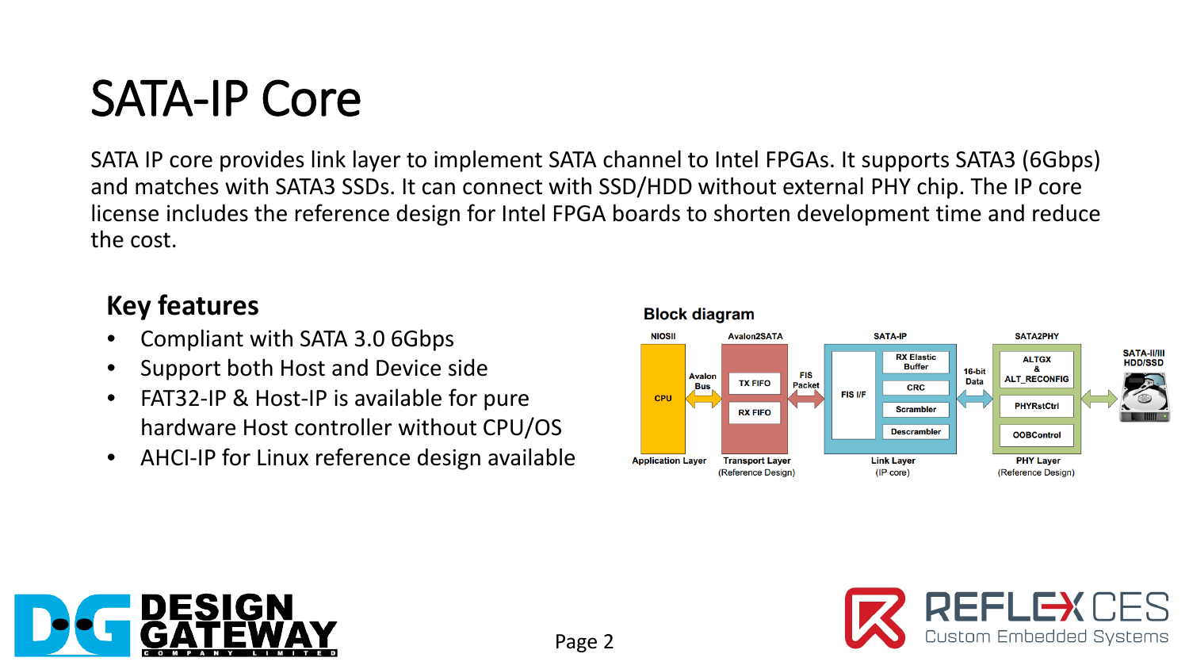# SATA-IP Core

SATA IP core provides link layer to implement SATA channel to Intel FPGAs. It supports SATA3 (6Gbps) and matches with SATA3 SSDs. It can connect with SSD/HDD without external PHY chip. The IP core license includes the reference design for Intel FPGA boards to shorten development time and reduce the cost.

## Key features

- Compliant with SATA 3.0 6Gbps
- Support both Host and Device side
- FAT32-IP & Host-IP is available for pure hardware Host controller without CPU/OS
- AHCI-IP for Linux reference design available

**Block diagram**

NIOSII | Avalon2SATA | SATA-IP | SATA2PHY

CPU — Avalon Bus — TX FIFO / RX FIFO — FIS Packet — FIS I/F — RX Elastic Buffer / CRC / Scrambler / Descrambler — 16-bit Data — ALTGX & ALT_RECONFIG / PHYRstCtrl / OOBControl — SATA-II/III HDD/SSD

Application Layer | Transport Layer (Reference Design) | Link Layer (IP core) | PHY Layer (Reference Design)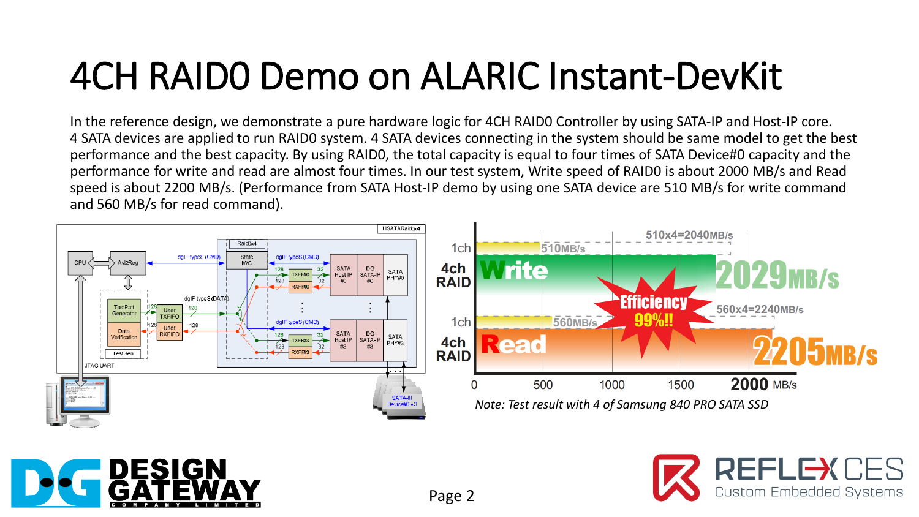# 4CH RAID0 Demo on ALARIC Instant-DevKit

In the reference design, we demonstrate a pure hardware logic for 4CH RAID0 Controller by using SATA-IP and Host-IP core. 4 SATA devices are applied to run RAID0 system. 4 SATA devices connecting in the system should be same model to get the best performance and the best capacity. By using RAID0, the total capacity is equal to four times of SATA Device#0 capacity and the performance for write and read are almost four times. In our test system, Write speed of RAID0 is about 2000 MB/s and Read speed is about 2200 MB/s. (Performance from SATA Host-IP demo by using one SATA device are 510 MB/s for write command and 560 MB/s for read command).

*Note: Test result with 4 of Samsung 840 PRO SATA SSD*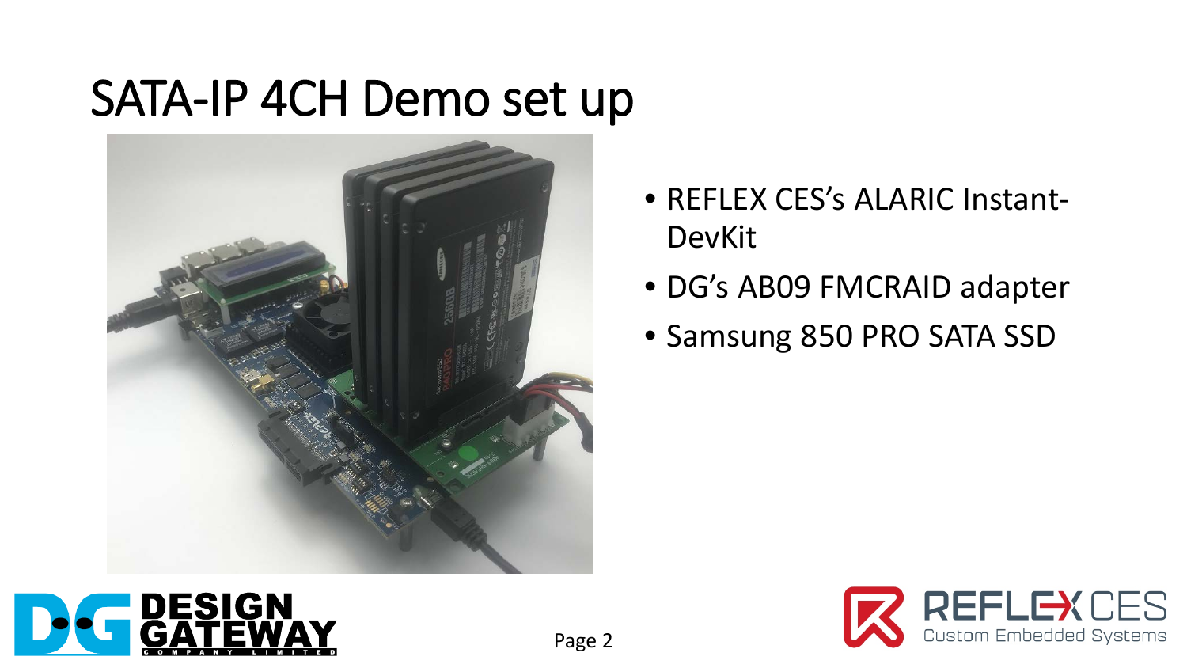# SATA-IP 4CH Demo set up

- REFLEX CES's ALARIC Instant-DevKit
- DG's AB09 FMCRAID adapter
- Samsung 850 PRO SATA SSD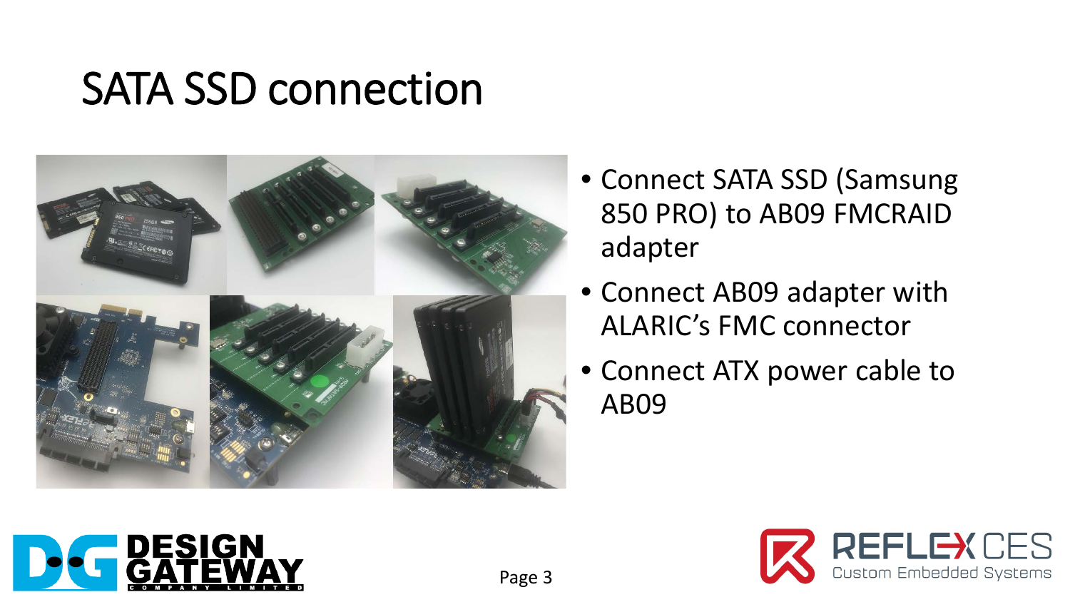# SATA SSD connection

- Connect SATA SSD (Samsung 850 PRO) to AB09 FMCRAID adapter
- Connect AB09 adapter with ALARIC's FMC connector
- Connect ATX power cable to AB09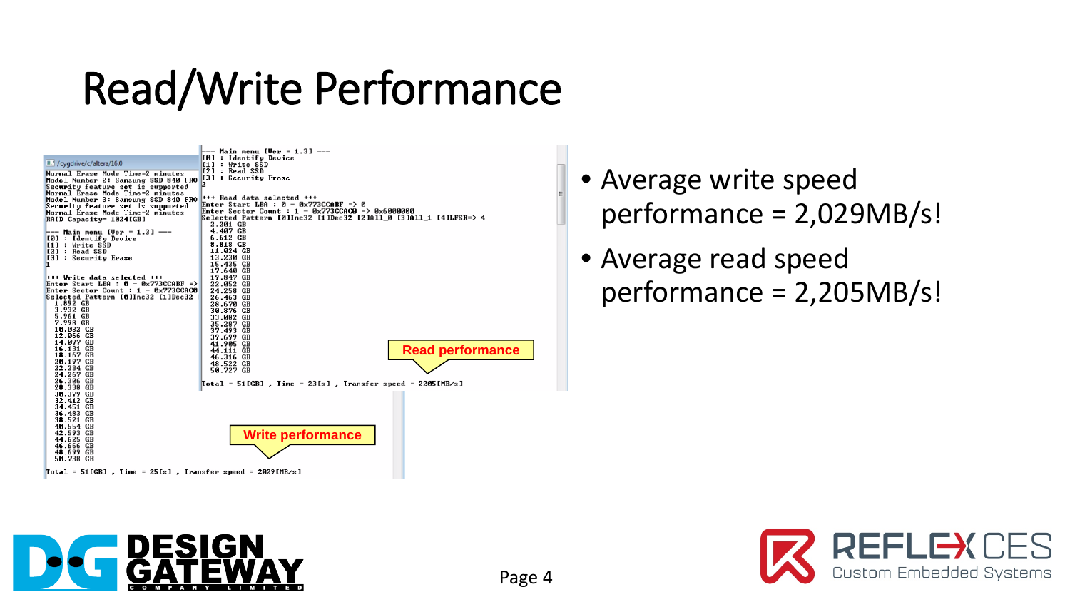# Read/Write Performance

```
--- Main menu [Ver = 1.3] ---
[0] : Identify Device
[1] : Write SSD
[2] : Read SSD
[3] : Security Erase
2

+++ Read data selected +++
Enter Start LBA : 0 - 0x773CCABF => 0
Enter Sector Count : 1 - 0x773CCAC0 => 0x6000000
Selected Pattern [0]Inc32 [1]Dec32 [2]All_0 [3]All_1 [4]LFSR=> 4
 2.201 GB
 4.407 GB
 6.612 GB
 8.818 GB
 11.024 GB
 13.230 GB
 15.435 GB
 17.640 GB
 19.847 GB
 22.052 GB
 24.258 GB
 26.463 GB
 28.670 GB
 30.876 GB
 33.082 GB
 35.287 GB
 37.493 GB
 39.699 GB
 41.905 GB
 44.111 GB
 46.316 GB
 48.522 GB
 50.727 GB
Total = 51[GB] , Time = 23[s] , Transfer speed = 2205[MB/s]
```

Read performance

```
/cygdrive/c/altera/16.0
Normal Erase Mode Time=2 minutes
Model Number 2: Samsung SSD 840 PRO
Security feature set is supported
Normal Erase Mode Time=2 minutes
Model Number 3: Samsung SSD 840 PRO
Security feature set is supported
Normal Erase Mode Time=2 minutes
RAID Capacity= 1024[GB]

--- Main menu [Ver = 1.3] ---
[0] : Identify Device
[1] : Write SSD
[2] : Read SSD
[3] : Security Erase
1

+++ Write data selected +++
Enter Start LBA : 0 - 0x773CCABF =>
Enter Sector Count : 1 - 0x773CCAC0
Selected Pattern [0]Inc32 [1]Dec32
 1.892 GB
 3.932 GB
 5.961 GB
 7.998 GB
 10.032 GB
 12.066 GB
 14.097 GB
 16.131 GB
 18.167 GB
 20.197 GB
 22.234 GB
 24.267 GB
 26.306 GB
 28.338 GB
 30.379 GB
 32.412 GB
 34.451 GB
 36.483 GB
 38.521 GB
 40.554 GB
 42.593 GB
 44.625 GB
 46.666 GB
 48.699 GB
 50.738 GB

Total = 51[GB] , Time = 25[s] , Transfer speed = 2029[MB/s]
```

Write performance

- Average write speed performance = 2,029MB/s!
- Average read speed performance = 2,205MB/s!